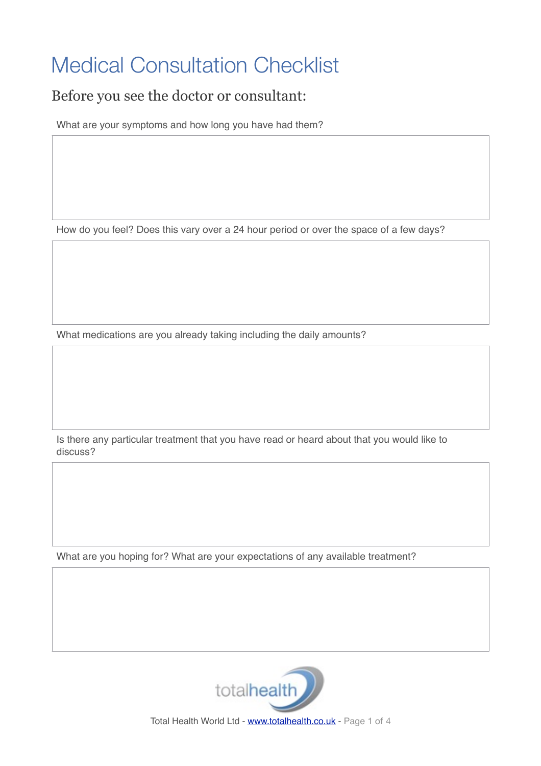# Medical Consultation Checklist

## Before you see the doctor or consultant:

What are your symptoms and how long you have had them?

How do you feel? Does this vary over a 24 hour period or over the space of a few days?

What medications are you already taking including the daily amounts?

Is there any particular treatment that you have read or heard about that you would like to discuss?

What are you hoping for? What are your expectations of any available treatment?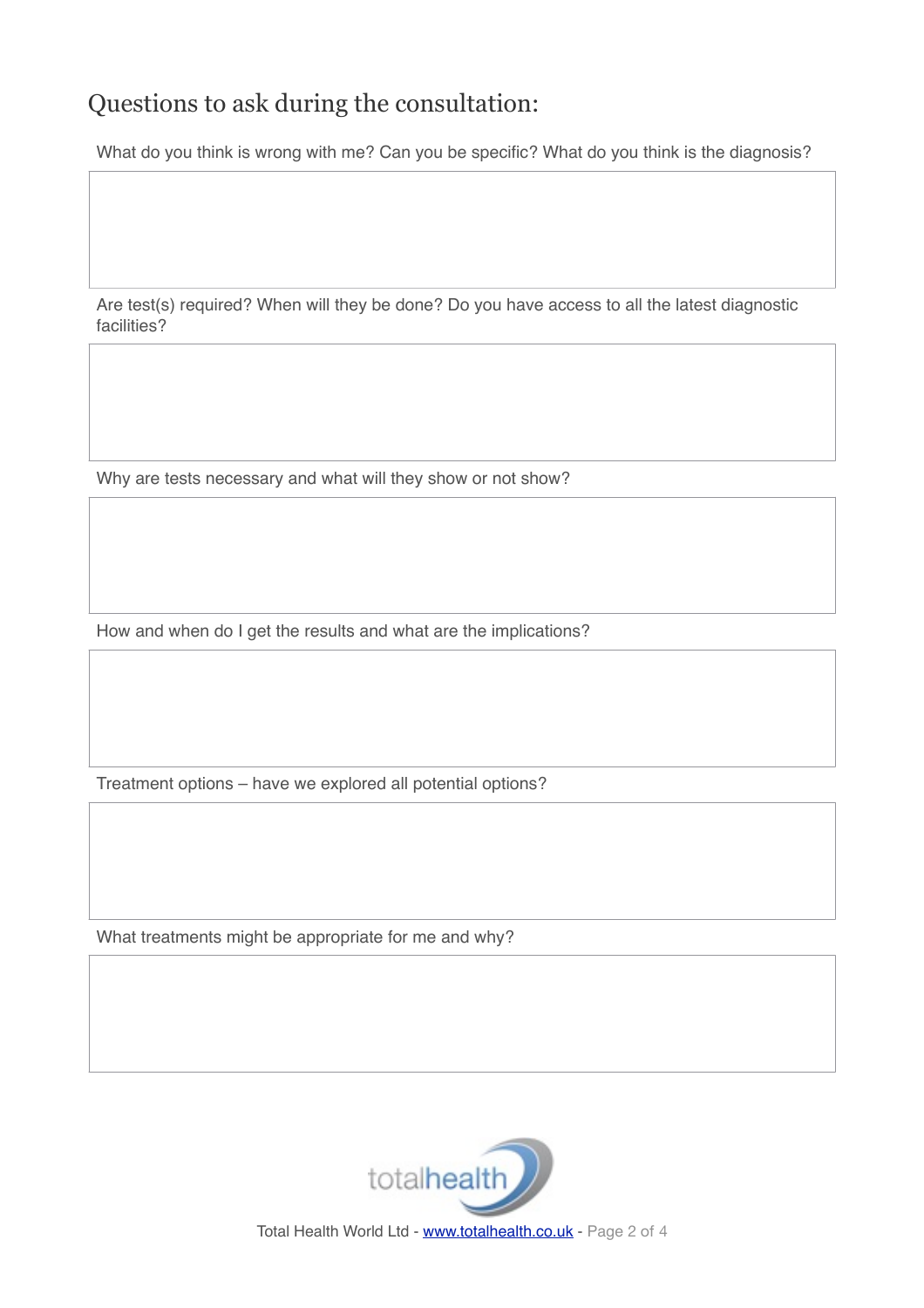## Questions to ask during the consultation:

What do you think is wrong with me? Can you be specific? What do you think is the diagnosis?

Are test(s) required? When will they be done? Do you have access to all the latest diagnostic facilities?

Why are tests necessary and what will they show or not show?

How and when do I get the results and what are the implications?

Treatment options – have we explored all potential options?

What treatments might be appropriate for me and why?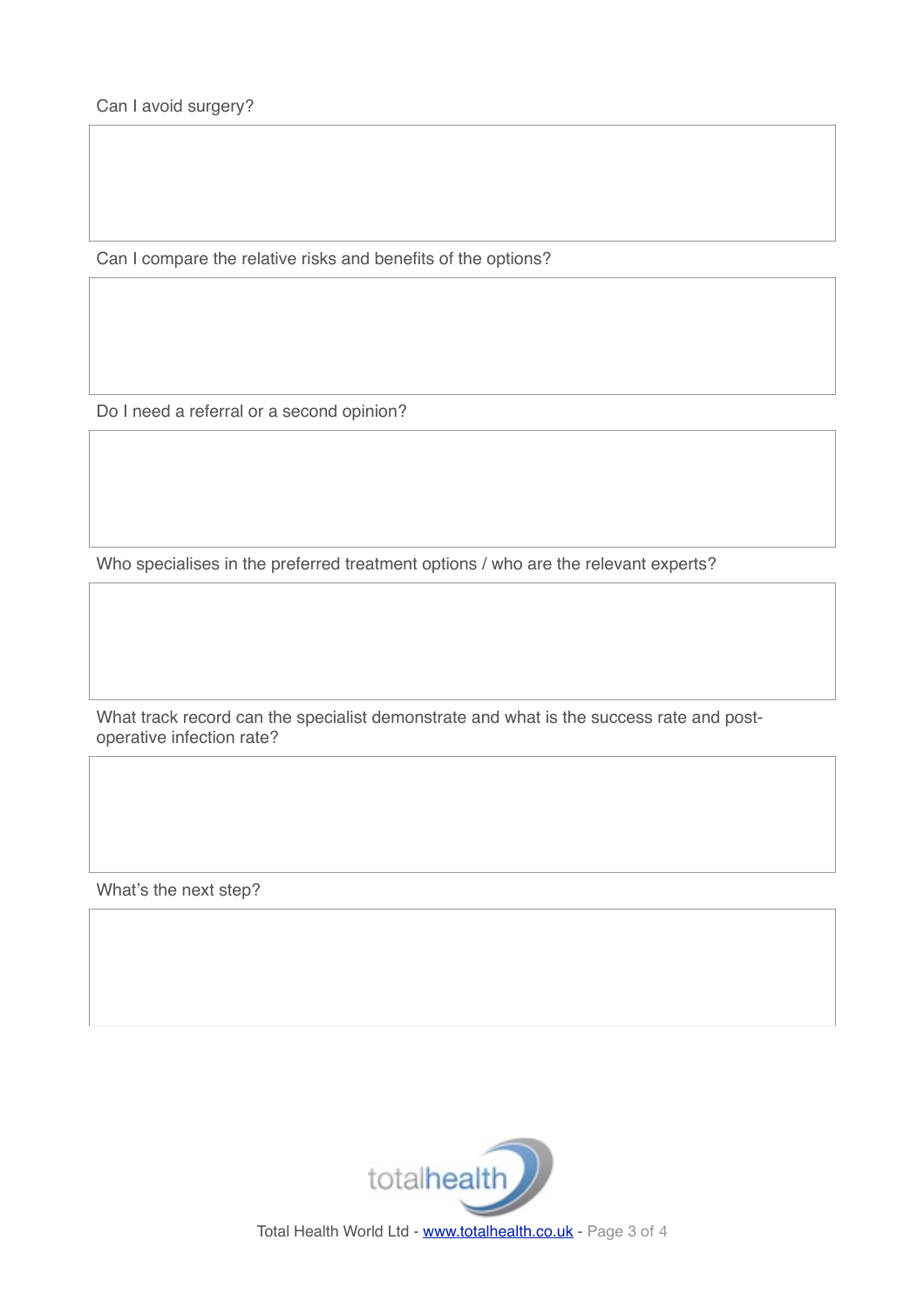Can I avoid surgery?

Can I compare the relative risks and benefits of the options?

Do I need a referral or a second opinion?

Who specialises in the preferred treatment options / who are the relevant experts?

What track record can the specialist demonstrate and what is the success rate and post-operative infection rate?

What's the next step?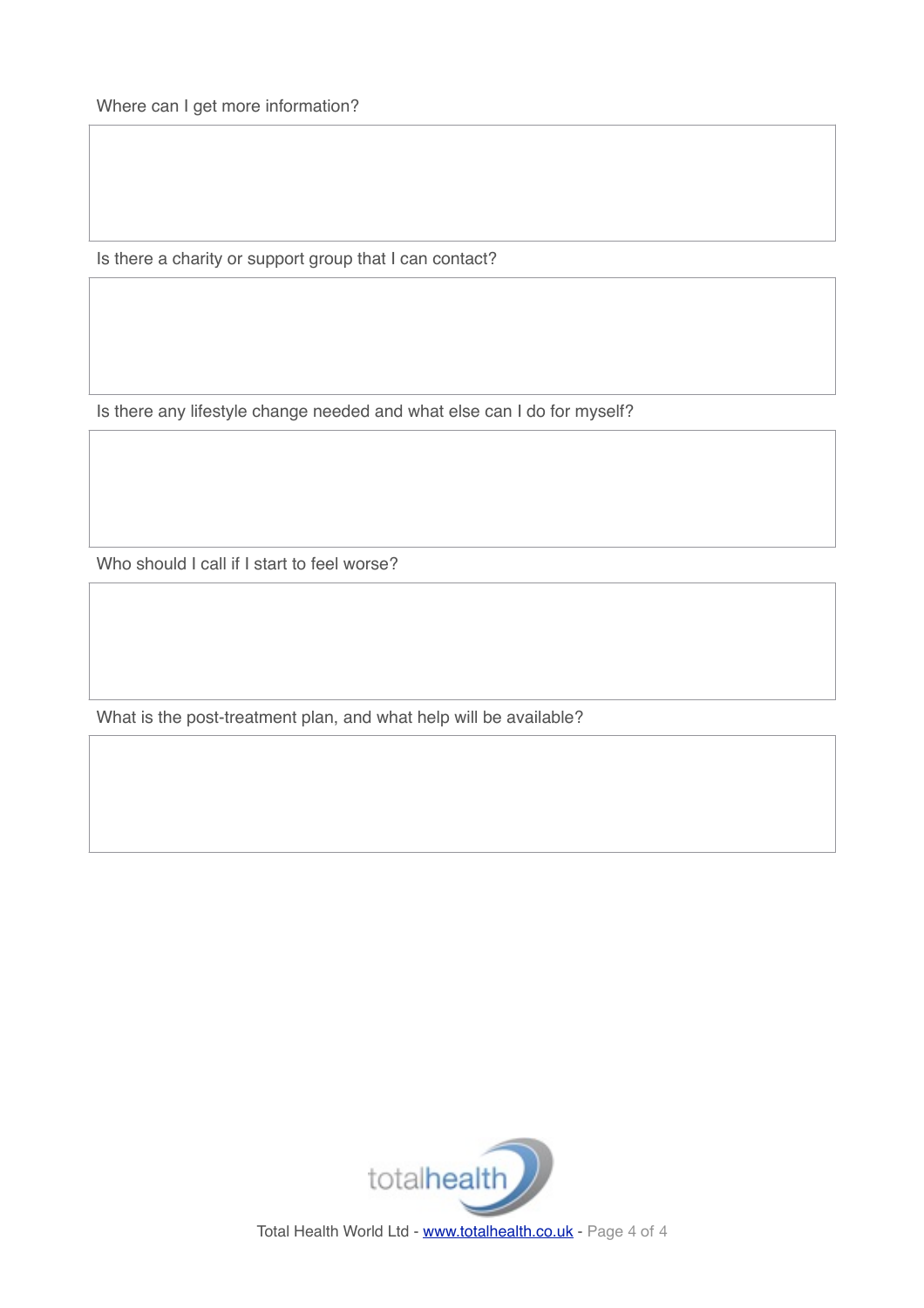Where can I get more information?

Is there a charity or support group that I can contact?

Is there any lifestyle change needed and what else can I do for myself?

Who should I call if I start to feel worse?

What is the post-treatment plan, and what help will be available?